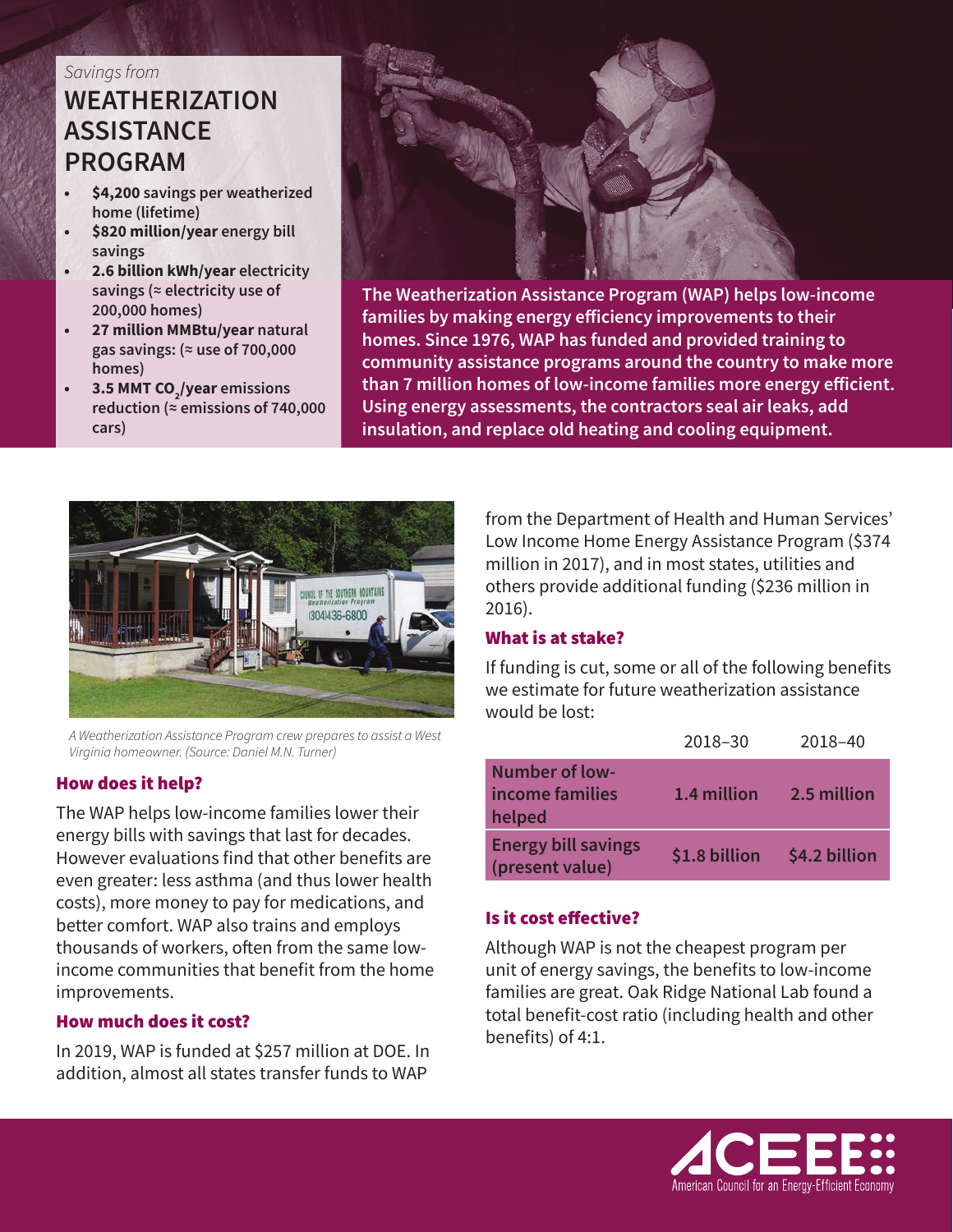*Savings from*

# WEATHERIZATION ASSISTANCE PROGRAM

- **$4,200** savings per weathered home (lifetime)
- **$820 million/year** energy bill savings
- **2.6 billion kWh/year** electricity savings (≈ electricity use of 200,000 homes)
- **27 million MMBtu/year** natural gas savings: (≈ use of 700,000 homes)
- **3.5 MMT $CO_2$/year** emissions reduction (≈ emissions of 740,000 cars)

**The Weatherization Assistance Program (WAP) helps low-income families by making energy efficiency improvements to their homes. Since 1976, WAP has funded and provided training to community assistance programs around the country to make more than 7 million homes of low-income families more energy efficient. Using energy assessments, the contractors seal air leaks, add insulation, and replace old heating and cooling equipment.**

*A Weatherization Assistance Program crew prepares to assist a West Virginia homeowner. (Source: Daniel M.N. Turner)*

## How does it help?

The WAP helps low-income families lower their energy bills with savings that last for decades. However evaluations find that other benefits are even greater: less asthma (and thus lower health costs), more money to pay for medications, and better comfort. WAP also trains and employs thousands of workers, often from the same low-income communities that benefit from the home improvements.

## How much does it cost?

In 2019, WAP is funded at $257 million at DOE. In addition, almost all states transfer funds to WAP from the Department of Health and Human Services' Low Income Home Energy Assistance Program ($374 million in 2017), and in most states, utilities and others provide additional funding ($236 million in 2016).

## What is at stake?

If funding is cut, some or all of the following benefits we estimate for future weatherization assistance would be lost:

| | 2018–30 | 2018–40 |
|---|---|---|
| Number of low-income families helped | 1.4 million | 2.5 million |
| Energy bill savings (present value) | $1.8 billion | $4.2 billion |

## Is it cost effective?

Although WAP is not the cheapest program per unit of energy savings, the benefits to low-income families are great. Oak Ridge National Lab found a total benefit-cost ratio (including health and other benefits) of 4:1.

ACEEE — American Council for an Energy-Efficient Economy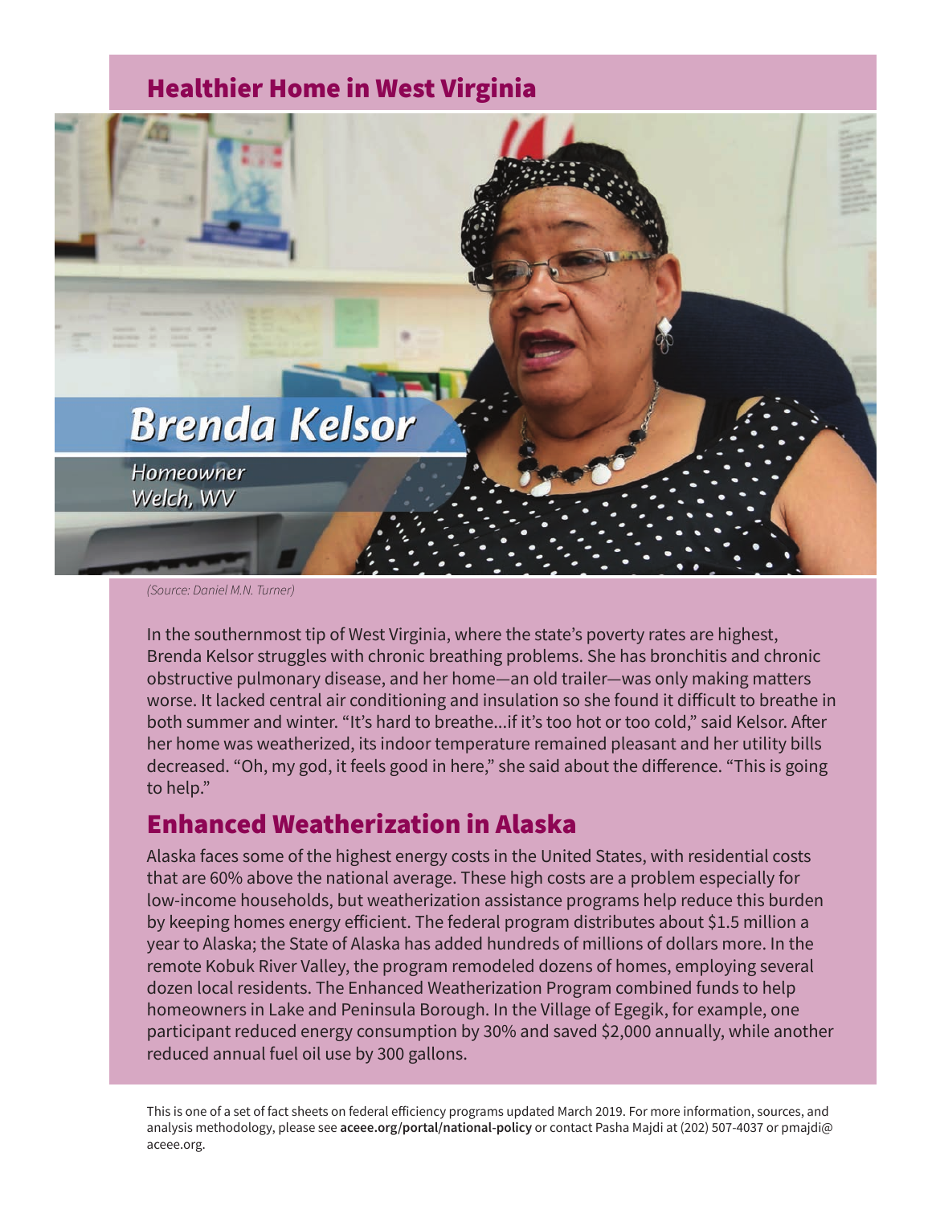## Healthier Home in West Virginia

Brenda Kelsor
Homeowner
Welch, WV

*(Source: Daniel M.N. Turner)*

In the southernmost tip of West Virginia, where the state's poverty rates are highest, Brenda Kelsor struggles with chronic breathing problems. She has bronchitis and chronic obstructive pulmonary disease, and her home—an old trailer—was only making matters worse. It lacked central air conditioning and insulation so she found it difficult to breathe in both summer and winter. "It's hard to breathe...if it's too hot or too cold," said Kelsor. After her home was weatherized, its indoor temperature remained pleasant and her utility bills decreased. "Oh, my god, it feels good in here," she said about the difference. "This is going to help."

## Enhanced Weatherization in Alaska

Alaska faces some of the highest energy costs in the United States, with residential costs that are 60% above the national average. These high costs are a problem especially for low-income households, but weatherization assistance programs help reduce this burden by keeping homes energy efficient. The federal program distributes about $1.5 million a year to Alaska; the State of Alaska has added hundreds of millions of dollars more. In the remote Kobuk River Valley, the program remodeled dozens of homes, employing several dozen local residents. The Enhanced Weatherization Program combined funds to help homeowners in Lake and Peninsula Borough. In the Village of Egegik, for example, one participant reduced energy consumption by 30% and saved $2,000 annually, while another reduced annual fuel oil use by 300 gallons.

This is one of a set of fact sheets on federal efficiency programs updated March 2019. For more information, sources, and analysis methodology, please see **aceee.org/portal/national-policy** or contact Pasha Majdi at (202) 507-4037 or pmajdi@aceee.org.